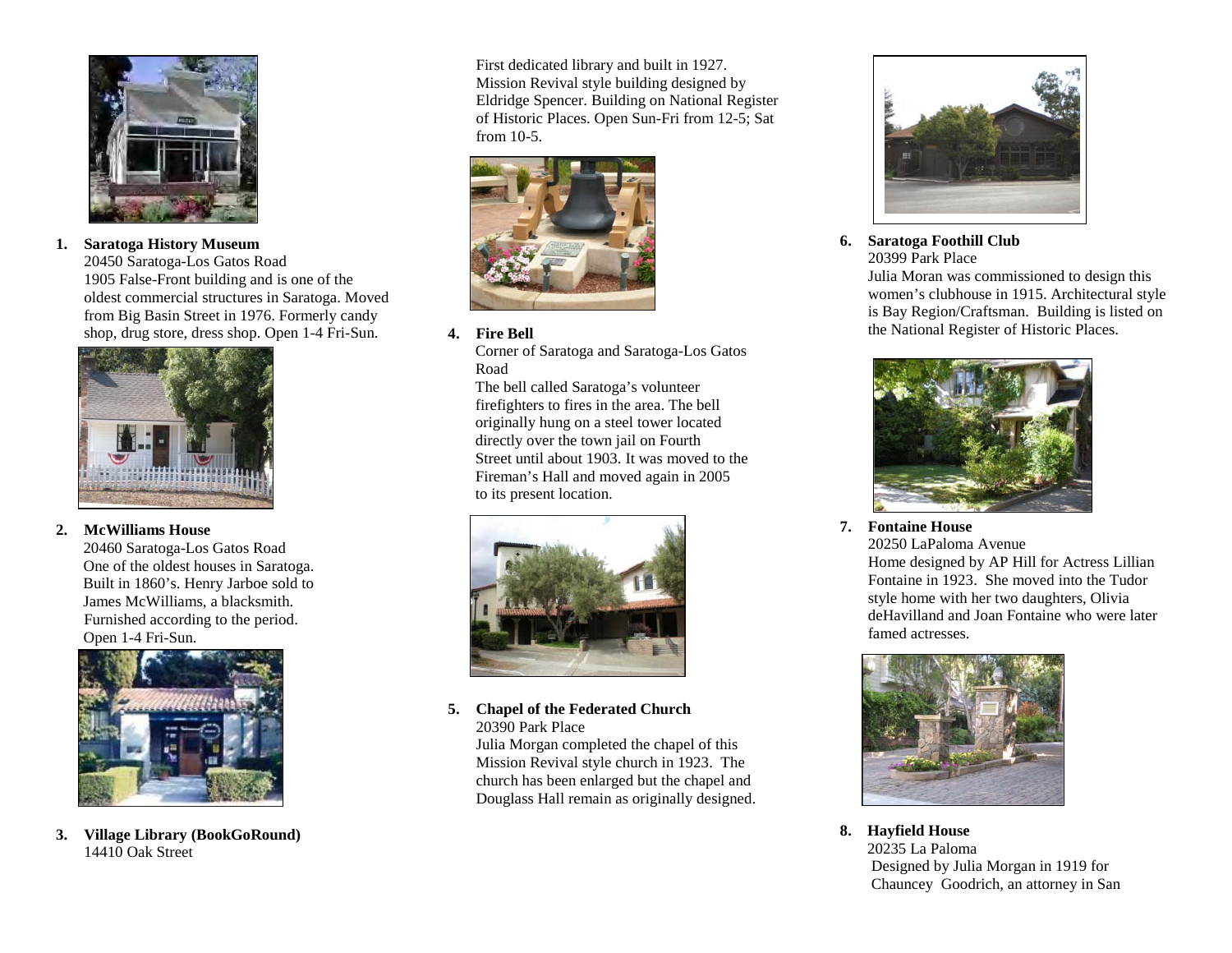1. **Saratoga History Museum**
   20450 Saratoga-Los Gatos Road
   1905 False-Front building and is one of the oldest commercial structures in Saratoga. Moved from Big Basin Street in 1976. Formerly candy shop, drug store, dress shop. Open 1-4 Fri-Sun.

2. **McWilliams House**
   20460 Saratoga-Los Gatos Road
   One of the oldest houses in Saratoga. Built in 1860's. Henry Jarboe sold to James McWilliams, a blacksmith. Furnished according to the period. Open 1-4 Fri-Sun.

3. **Village Library (BookGoRound)**
   14410 Oak Street
   First dedicated library and built in 1927. Mission Revival style building designed by Eldridge Spencer. Building on National Register of Historic Places. Open Sun-Fri from 12-5; Sat from 10-5.

4. **Fire Bell**
   Corner of Saratoga and Saratoga-Los Gatos Road
   The bell called Saratoga's volunteer firefighters to fires in the area. The bell originally hung on a steel tower located directly over the town jail on Fourth Street until about 1903. It was moved to the Fireman's Hall and moved again in 2005 to its present location.

5. **Chapel of the Federated Church**
   20390 Park Place
   Julia Morgan completed the chapel of this Mission Revival style church in 1923. The church has been enlarged but the chapel and Douglass Hall remain as originally designed.

6. **Saratoga Foothill Club**
   20399 Park Place
   Julia Moran was commissioned to design this women's clubhouse in 1915. Architectural style is Bay Region/Craftsman. Building is listed on the National Register of Historic Places.

7. **Fontaine House**
   20250 LaPaloma Avenue
   Home designed by AP Hill for Actress Lillian Fontaine in 1923. She moved into the Tudor style home with her two daughters, Olivia deHavilland and Joan Fontaine who were later famed actresses.

8. **Hayfield House**
   20235 La Paloma
   Designed by Julia Morgan in 1919 for Chauncey Goodrich, an attorney in San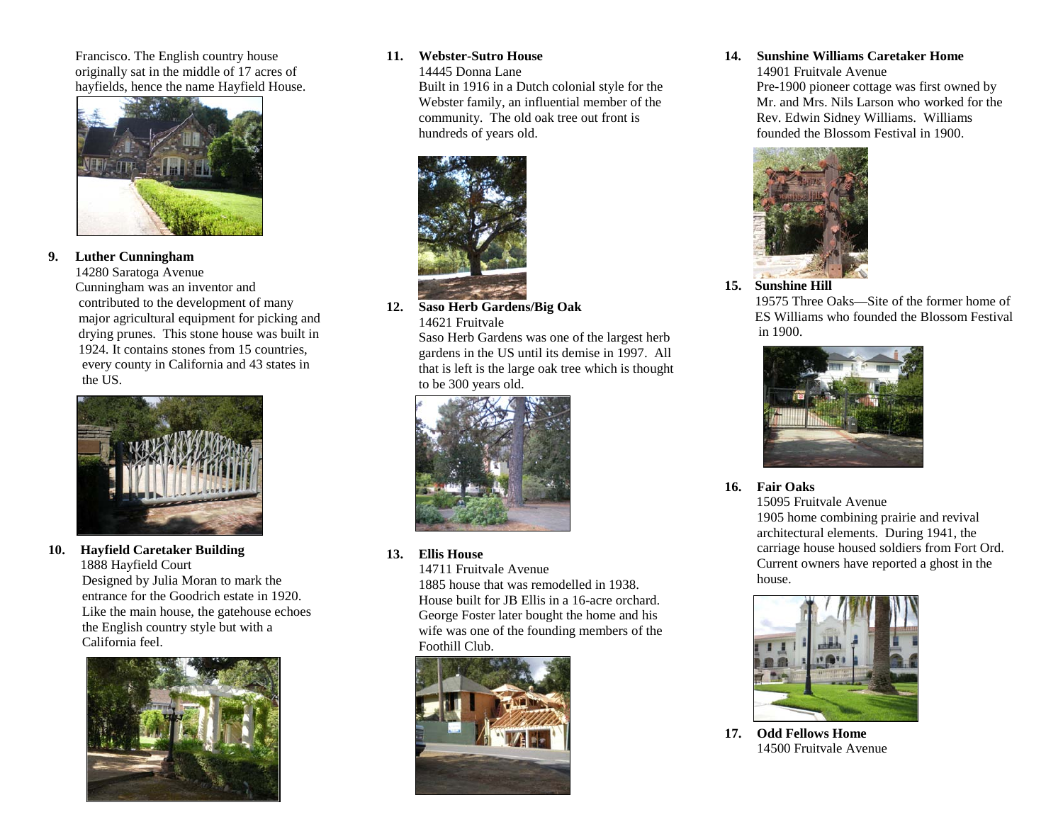Francisco. The English country house originally sat in the middle of 17 acres of hayfields, hence the name Hayfield House.

9. **Luther Cunningham**
   14280 Saratoga Avenue
   Cunningham was an inventor and contributed to the development of many major agricultural equipment for picking and drying prunes. This stone house was built in 1924. It contains stones from 15 countries, every county in California and 43 states in the US.

10. **Hayfield Caretaker Building**
    1888 Hayfield Court
    Designed by Julia Moran to mark the entrance for the Goodrich estate in 1920. Like the main house, the gatehouse echoes the English country style but with a California feel.

11. **Webster-Sutro House**
    14445 Donna Lane
    Built in 1916 in a Dutch colonial style for the Webster family, an influential member of the community. The old oak tree out front is hundreds of years old.

12. **Saso Herb Gardens/Big Oak**
    14621 Fruitvale
    Saso Herb Gardens was one of the largest herb gardens in the US until its demise in 1997. All that is left is the large oak tree which is thought to be 300 years old.

13. **Ellis House**
    14711 Fruitvale Avenue
    1885 house that was remodelled in 1938. House built for JB Ellis in a 16-acre orchard. George Foster later bought the home and his wife was one of the founding members of the Foothill Club.

14. **Sunshine Williams Caretaker Home**
    14901 Fruitvale Avenue
    Pre-1900 pioneer cottage was first owned by Mr. and Mrs. Nils Larson who worked for the Rev. Edwin Sidney Williams. Williams founded the Blossom Festival in 1900.

15. **Sunshine Hill**
    19575 Three Oaks—Site of the former home of ES Williams who founded the Blossom Festival in 1900.

16. **Fair Oaks**
    15095 Fruitvale Avenue
    1905 home combining prairie and revival architectural elements. During 1941, the carriage house housed soldiers from Fort Ord. Current owners have reported a ghost in the house.

17. **Odd Fellows Home**
    14500 Fruitvale Avenue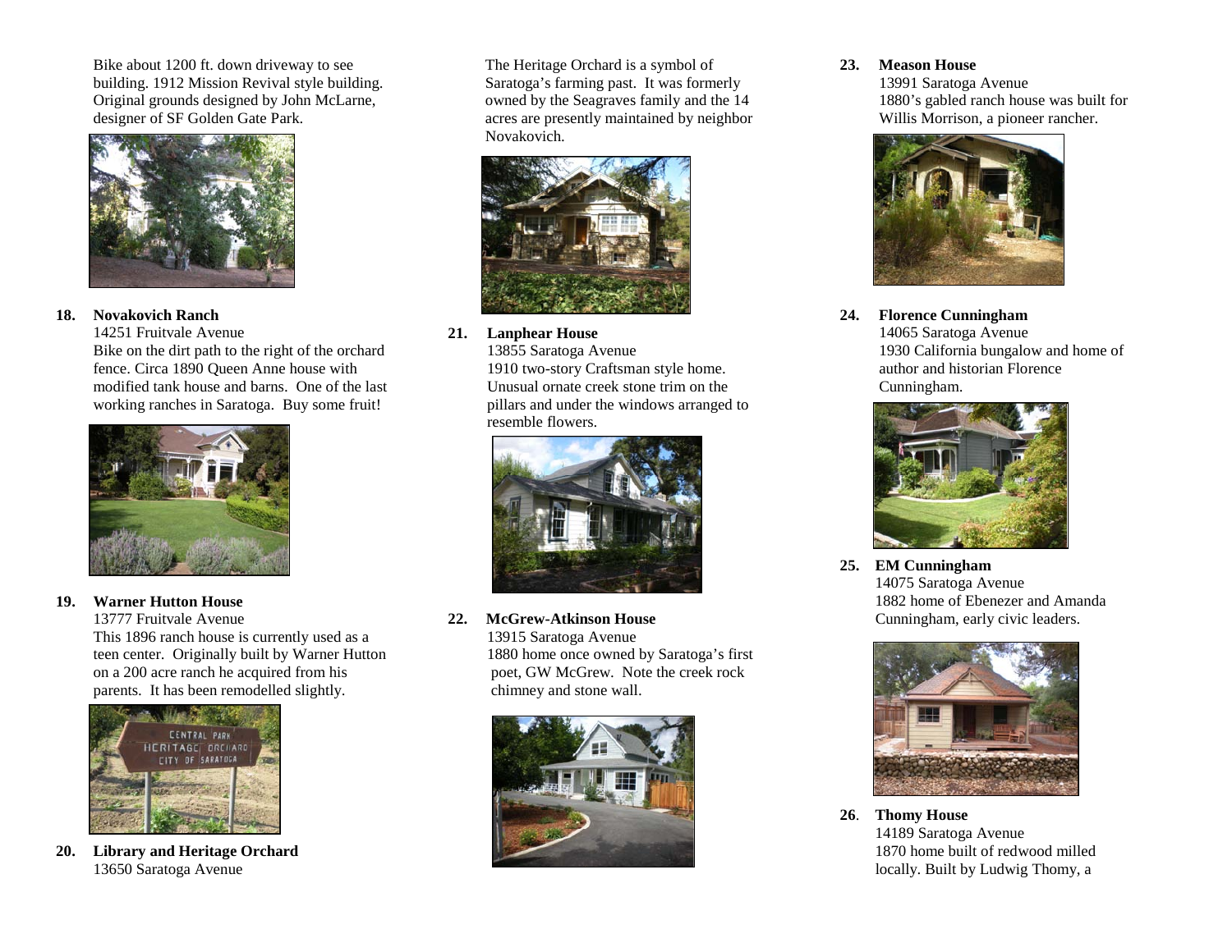Bike about 1200 ft. down driveway to see building. 1912 Mission Revival style building. Original grounds designed by John McLarne, designer of SF Golden Gate Park.

**18. Novakovich Ranch**
14251 Fruitvale Avenue
Bike on the dirt path to the right of the orchard fence. Circa 1890 Queen Anne house with modified tank house and barns. One of the last working ranches in Saratoga. Buy some fruit!

**19. Warner Hutton House**
13777 Fruitvale Avenue
This 1896 ranch house is currently used as a teen center. Originally built by Warner Hutton on a 200 acre ranch he acquired from his parents. It has been remodelled slightly.

**20. Library and Heritage Orchard**
13650 Saratoga Avenue
The Heritage Orchard is a symbol of Saratoga's farming past. It was formerly owned by the Seagraves family and the 14 acres are presently maintained by neighbor Novakovich.

**21. Lanphear House**
13855 Saratoga Avenue
1910 two-story Craftsman style home. Unusual ornate creek stone trim on the pillars and under the windows arranged to resemble flowers.

**22. McGrew-Atkinson House**
13915 Saratoga Avenue
1880 home once owned by Saratoga's first poet, GW McGrew. Note the creek rock chimney and stone wall.

**23. Meason House**
13991 Saratoga Avenue
1880's gabled ranch house was built for Willis Morrison, a pioneer rancher.

**24. Florence Cunningham**
14065 Saratoga Avenue
1930 California bungalow and home of author and historian Florence Cunningham.

**25. EM Cunningham**
14075 Saratoga Avenue
1882 home of Ebenezer and Amanda Cunningham, early civic leaders.

**26. Thomy House**
14189 Saratoga Avenue
1870 home built of redwood milled locally. Built by Ludwig Thomy, a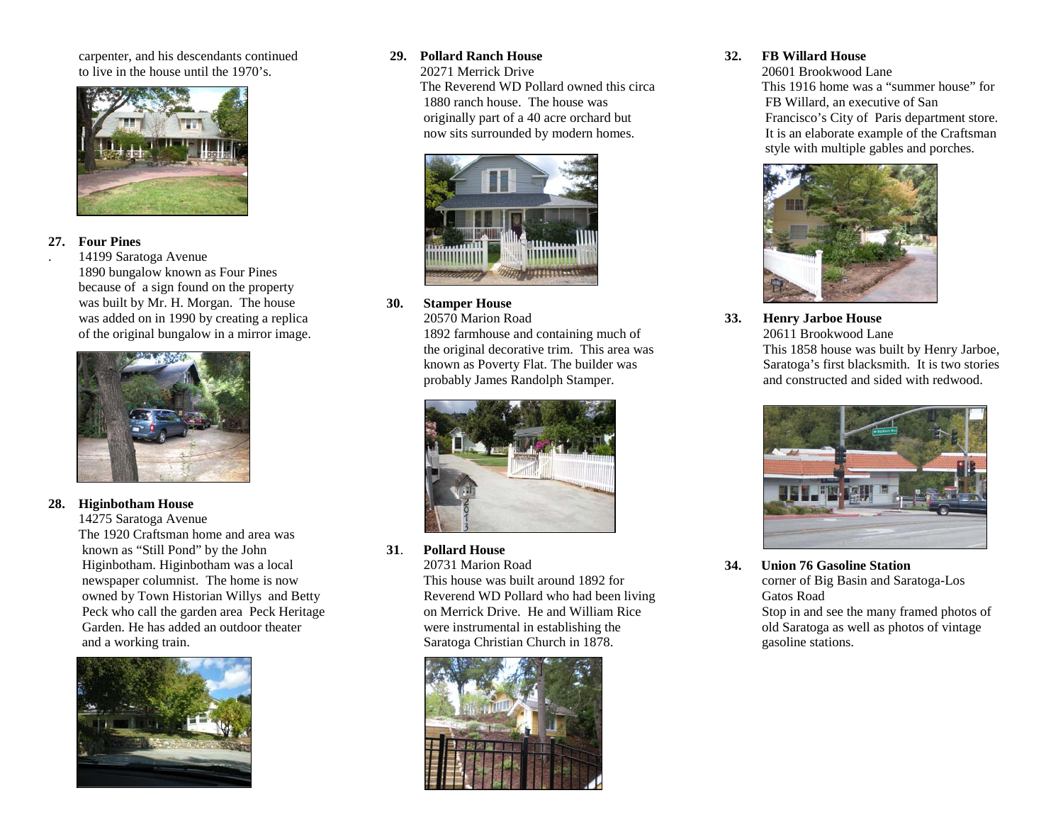carpenter, and his descendants continued to live in the house until the 1970's.

**27. Four Pines**

14199 Saratoga Avenue

1890 bungalow known as Four Pines because of a sign found on the property was built by Mr. H. Morgan. The house was added on in 1990 by creating a replica of the original bungalow in a mirror image.

**28. Higinbotham House**

14275 Saratoga Avenue

The 1920 Craftsman home and area was known as "Still Pond" by the John Higinbotham. Higinbotham was a local newspaper columnist. The home is now owned by Town Historian Willys and Betty Peck who call the garden area Peck Heritage Garden. He has added an outdoor theater and a working train.

**29. Pollard Ranch House**

20271 Merrick Drive

The Reverend WD Pollard owned this circa 1880 ranch house. The house was originally part of a 40 acre orchard but now sits surrounded by modern homes.

**30. Stamper House**

20570 Marion Road

1892 farmhouse and containing much of the original decorative trim. This area was known as Poverty Flat. The builder was probably James Randolph Stamper.

**31. Pollard House**

20731 Marion Road

This house was built around 1892 for Reverend WD Pollard who had been living on Merrick Drive. He and William Rice were instrumental in establishing the Saratoga Christian Church in 1878.

**32. FB Willard House**

20601 Brookwood Lane

This 1916 home was a "summer house" for FB Willard, an executive of San Francisco's City of Paris department store. It is an elaborate example of the Craftsman style with multiple gables and porches.

**33. Henry Jarboe House**

20611 Brookwood Lane

This 1858 house was built by Henry Jarboe, Saratoga's first blacksmith. It is two stories and constructed and sided with redwood.

**34. Union 76 Gasoline Station**

corner of Big Basin and Saratoga-Los Gatos Road

Stop in and see the many framed photos of old Saratoga as well as photos of vintage gasoline stations.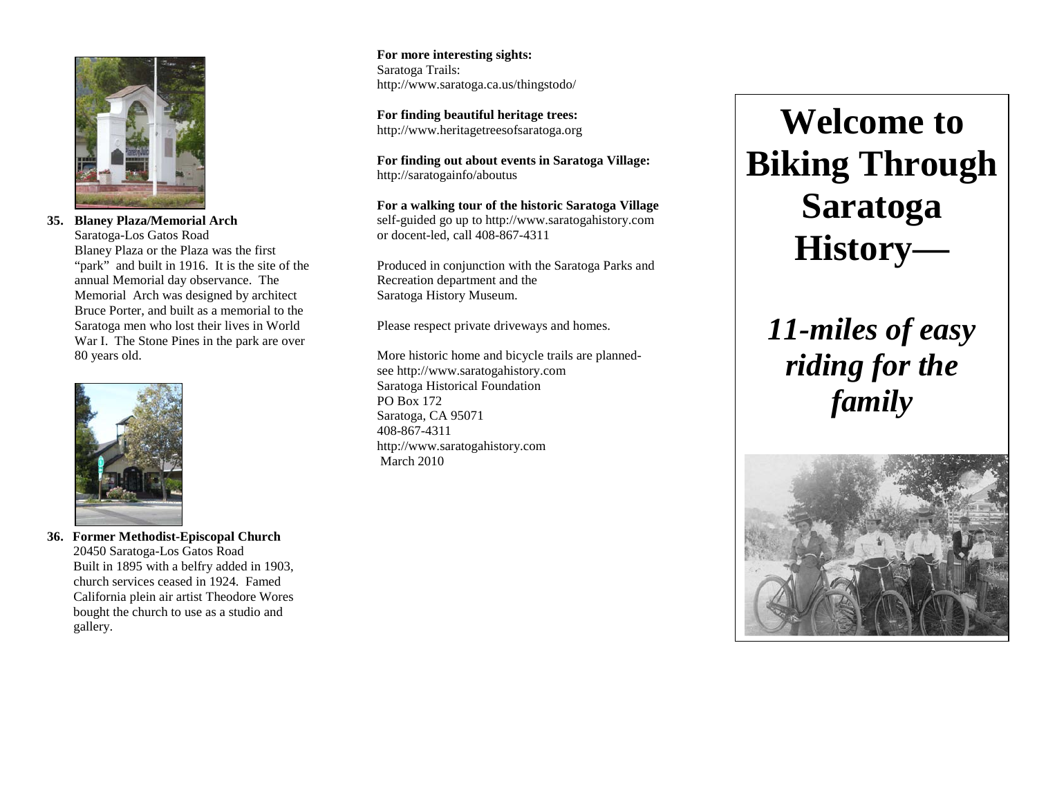**35. Blaney Plaza/Memorial Arch**
Saratoga-Los Gatos Road
Blaney Plaza or the Plaza was the first "park" and built in 1916. It is the site of the annual Memorial day observance. The Memorial Arch was designed by architect Bruce Porter, and built as a memorial to the Saratoga men who lost their lives in World War I. The Stone Pines in the park are over 80 years old.

**36. Former Methodist-Episcopal Church**
20450 Saratoga-Los Gatos Road
Built in 1895 with a belfry added in 1903, church services ceased in 1924. Famed California plein air artist Theodore Wores bought the church to use as a studio and gallery.

**For more interesting sights:**
Saratoga Trails:
http://www.saratoga.ca.us/thingstodo/

**For finding beautiful heritage trees:**
http://www.heritagetreesofsaratoga.org

**For finding out about events in Saratoga Village:**
http://saratogainfo/aboutus

**For a walking tour of the historic Saratoga Village**
self-guided go up to http://www.saratogahistory.com or docent-led, call 408-867-4311

Produced in conjunction with the Saratoga Parks and Recreation department and the Saratoga History Museum.

Please respect private driveways and homes.

More historic home and bicycle trails are planned- see http://www.saratogahistory.com
Saratoga Historical Foundation
PO Box 172
Saratoga, CA 95071
408-867-4311
http://www.saratogahistory.com
March 2010

# Welcome to Biking Through Saratoga History—

## *11-miles of easy riding for the family*